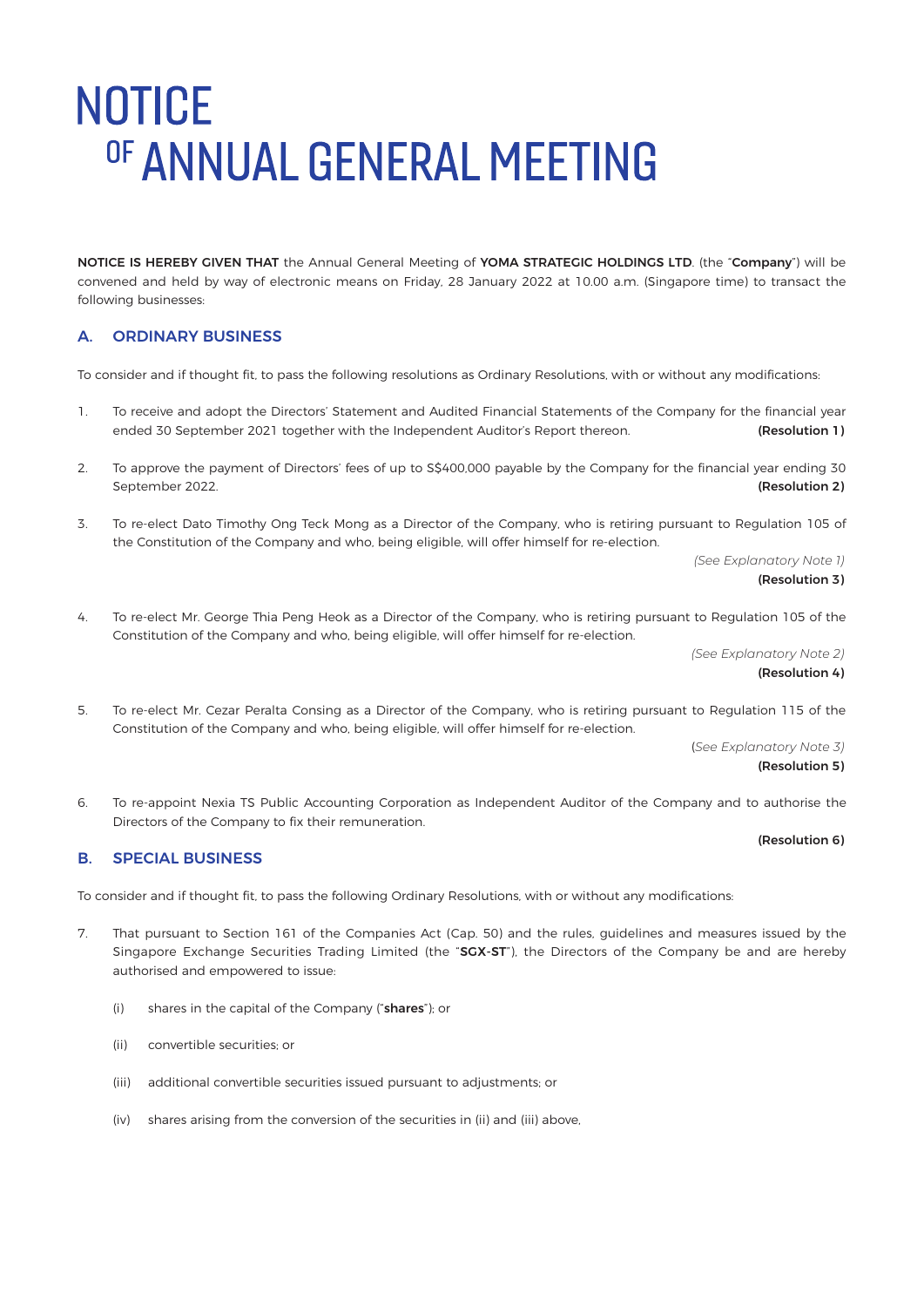# NOTICE OF ANNUAL GENERAL MEETING

**NOTICE IS HEREBY GIVEN THAT** the Annual General Meeting of **YOMA STRATEGIC HOLDINGS LTD.** (the "**Company**") will be convened and held by way of electronic means on Friday, 28 January 2022 at 10.00 a.m. (Singapore time) to transact the following businesses:

## A. ORDINARY BUSINESS

To consider and if thought fit, to pass the following resolutions as Ordinary Resolutions, with or without any modifications:

1. To receive and adopt the Directors' Statement and Audited Financial Statements of the Company for the financial year ended 30 September 2021 together with the Independent Auditor's Report thereon. **(Resolution 1)**

2. To approve the payment of Directors' fees of up to S$400,000 payable by the Company for the financial year ending 30 September 2022. **(Resolution 2)**

3. To re-elect Dato Timothy Ong Teck Mong as a Director of the Company, who is retiring pursuant to Regulation 105 of the Constitution of the Company and who, being eligible, will offer himself for re-election.
   *(See Explanatory Note 1)*
   **(Resolution 3)**

4. To re-elect Mr. George Thia Peng Heok as a Director of the Company, who is retiring pursuant to Regulation 105 of the Constitution of the Company and who, being eligible, will offer himself for re-election.
   *(See Explanatory Note 2)*
   **(Resolution 4)**

5. To re-elect Mr. Cezar Peralta Consing as a Director of the Company, who is retiring pursuant to Regulation 115 of the Constitution of the Company and who, being eligible, will offer himself for re-election.
   (*See Explanatory Note 3)*
   **(Resolution 5)**

6. To re-appoint Nexia TS Public Accounting Corporation as Independent Auditor of the Company and to authorise the Directors of the Company to fix their remuneration.
   **(Resolution 6)**

## B. SPECIAL BUSINESS

To consider and if thought fit, to pass the following Ordinary Resolutions, with or without any modifications:

7. That pursuant to Section 161 of the Companies Act (Cap. 50) and the rules, guidelines and measures issued by the Singapore Exchange Securities Trading Limited (the "**SGX-ST**"), the Directors of the Company be and are hereby authorised and empowered to issue:

   (i) shares in the capital of the Company ("**shares**"); or

   (ii) convertible securities; or

   (iii) additional convertible securities issued pursuant to adjustments; or

   (iv) shares arising from the conversion of the securities in (ii) and (iii) above,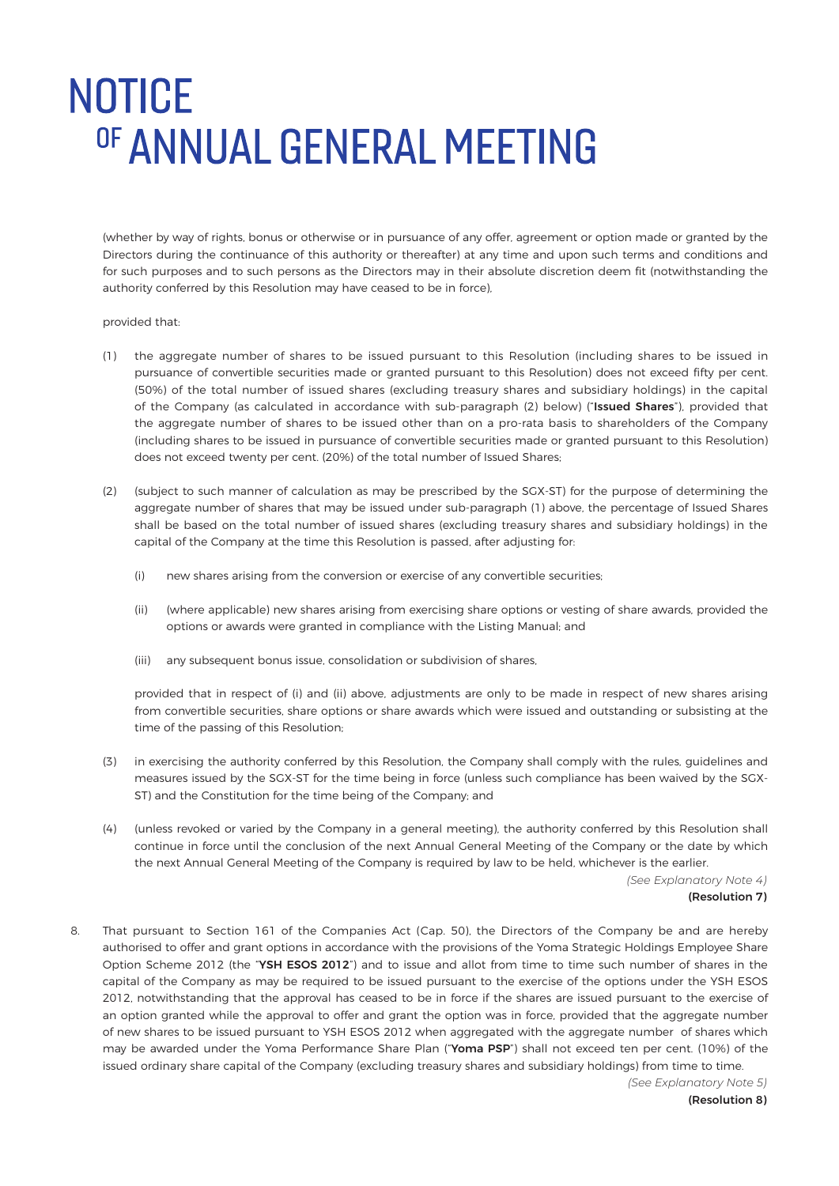# NOTICE OF ANNUAL GENERAL MEETING

(whether by way of rights, bonus or otherwise or in pursuance of any offer, agreement or option made or granted by the Directors during the continuance of this authority or thereafter) at any time and upon such terms and conditions and for such purposes and to such persons as the Directors may in their absolute discretion deem fit (notwithstanding the authority conferred by this Resolution may have ceased to be in force),

provided that:

(1) the aggregate number of shares to be issued pursuant to this Resolution (including shares to be issued in pursuance of convertible securities made or granted pursuant to this Resolution) does not exceed fifty per cent. (50%) of the total number of issued shares (excluding treasury shares and subsidiary holdings) in the capital of the Company (as calculated in accordance with sub-paragraph (2) below) ("**Issued Shares**"), provided that the aggregate number of shares to be issued other than on a pro-rata basis to shareholders of the Company (including shares to be issued in pursuance of convertible securities made or granted pursuant to this Resolution) does not exceed twenty per cent. (20%) of the total number of Issued Shares;

(2) (subject to such manner of calculation as may be prescribed by the SGX-ST) for the purpose of determining the aggregate number of shares that may be issued under sub-paragraph (1) above, the percentage of Issued Shares shall be based on the total number of issued shares (excluding treasury shares and subsidiary holdings) in the capital of the Company at the time this Resolution is passed, after adjusting for:

   (i) new shares arising from the conversion or exercise of any convertible securities;

   (ii) (where applicable) new shares arising from exercising share options or vesting of share awards, provided the options or awards were granted in compliance with the Listing Manual; and

   (iii) any subsequent bonus issue, consolidation or subdivision of shares,

   provided that in respect of (i) and (ii) above, adjustments are only to be made in respect of new shares arising from convertible securities, share options or share awards which were issued and outstanding or subsisting at the time of the passing of this Resolution;

(3) in exercising the authority conferred by this Resolution, the Company shall comply with the rules, guidelines and measures issued by the SGX-ST for the time being in force (unless such compliance has been waived by the SGX-ST) and the Constitution for the time being of the Company; and

(4) (unless revoked or varied by the Company in a general meeting), the authority conferred by this Resolution shall continue in force until the conclusion of the next Annual General Meeting of the Company or the date by which the next Annual General Meeting of the Company is required by law to be held, whichever is the earlier.

*(See Explanatory Note 4)*
**(Resolution 7)**

8. That pursuant to Section 161 of the Companies Act (Cap. 50), the Directors of the Company be and are hereby authorised to offer and grant options in accordance with the provisions of the Yoma Strategic Holdings Employee Share Option Scheme 2012 (the "**YSH ESOS 2012**") and to issue and allot from time to time such number of shares in the capital of the Company as may be required to be issued pursuant to the exercise of the options under the YSH ESOS 2012, notwithstanding that the approval has ceased to be in force if the shares are issued pursuant to the exercise of an option granted while the approval to offer and grant the option was in force, provided that the aggregate number of new shares to be issued pursuant to YSH ESOS 2012 when aggregated with the aggregate number of shares which may be awarded under the Yoma Performance Share Plan ("**Yoma PSP**") shall not exceed ten per cent. (10%) of the issued ordinary share capital of the Company (excluding treasury shares and subsidiary holdings) from time to time.

*(See Explanatory Note 5)*
**(Resolution 8)**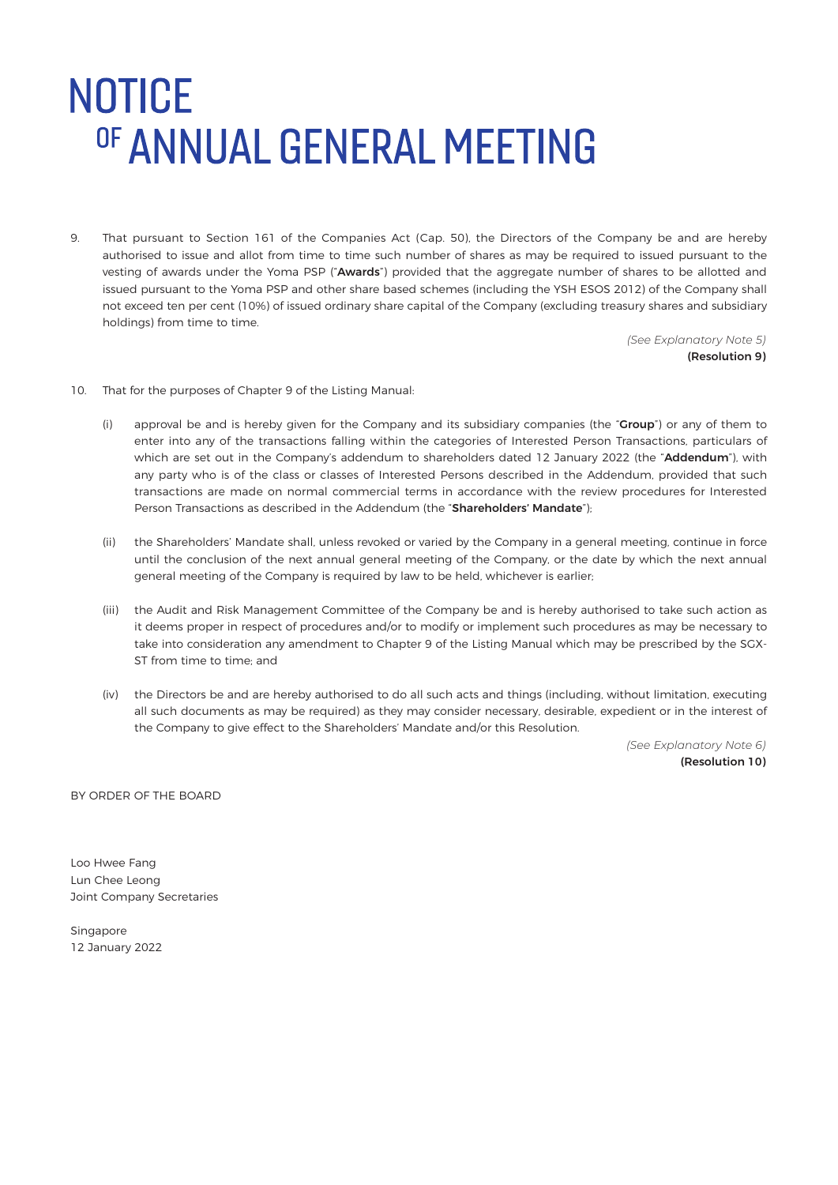# NOTICE OF ANNUAL GENERAL MEETING

9. That pursuant to Section 161 of the Companies Act (Cap. 50), the Directors of the Company be and are hereby authorised to issue and allot from time to time such number of shares as may be required to issued pursuant to the vesting of awards under the Yoma PSP ("**Awards**") provided that the aggregate number of shares to be allotted and issued pursuant to the Yoma PSP and other share based schemes (including the YSH ESOS 2012) of the Company shall not exceed ten per cent (10%) of issued ordinary share capital of the Company (excluding treasury shares and subsidiary holdings) from time to time.

*(See Explanatory Note 5)*
**(Resolution 9)**

10. That for the purposes of Chapter 9 of the Listing Manual:

    (i) approval be and is hereby given for the Company and its subsidiary companies (the "**Group**") or any of them to enter into any of the transactions falling within the categories of Interested Person Transactions, particulars of which are set out in the Company's addendum to shareholders dated 12 January 2022 (the "**Addendum**"), with any party who is of the class or classes of Interested Persons described in the Addendum, provided that such transactions are made on normal commercial terms in accordance with the review procedures for Interested Person Transactions as described in the Addendum (the "**Shareholders' Mandate**");

    (ii) the Shareholders' Mandate shall, unless revoked or varied by the Company in a general meeting, continue in force until the conclusion of the next annual general meeting of the Company, or the date by which the next annual general meeting of the Company is required by law to be held, whichever is earlier;

    (iii) the Audit and Risk Management Committee of the Company be and is hereby authorised to take such action as it deems proper in respect of procedures and/or to modify or implement such procedures as may be necessary to take into consideration any amendment to Chapter 9 of the Listing Manual which may be prescribed by the SGX-ST from time to time; and

    (iv) the Directors be and are hereby authorised to do all such acts and things (including, without limitation, executing all such documents as may be required) as they may consider necessary, desirable, expedient or in the interest of the Company to give effect to the Shareholders' Mandate and/or this Resolution.

*(See Explanatory Note 6)*
**(Resolution 10)**

BY ORDER OF THE BOARD

Loo Hwee Fang
Lun Chee Leong
Joint Company Secretaries

Singapore
12 January 2022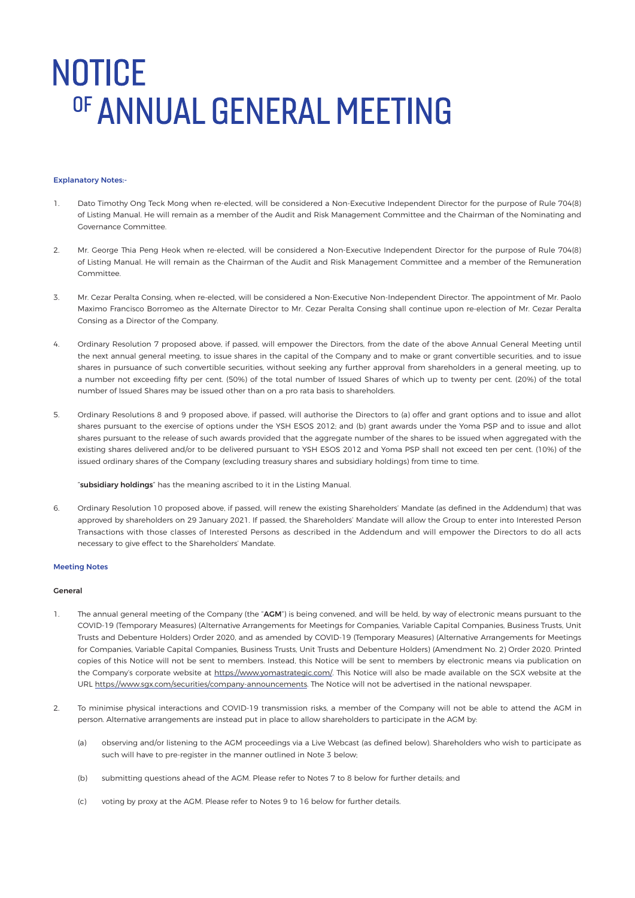# NOTICE OF ANNUAL GENERAL MEETING

**Explanatory Notes:-**

1. Dato Timothy Ong Teck Mong when re-elected, will be considered a Non-Executive Independent Director for the purpose of Rule 704(8) of Listing Manual. He will remain as a member of the Audit and Risk Management Committee and the Chairman of the Nominating and Governance Committee.

2. Mr. George Thia Peng Heok when re-elected, will be considered a Non-Executive Independent Director for the purpose of Rule 704(8) of Listing Manual. He will remain as the Chairman of the Audit and Risk Management Committee and a member of the Remuneration Committee.

3. Mr. Cezar Peralta Consing, when re-elected, will be considered a Non-Executive Non-Independent Director. The appointment of Mr. Paolo Maximo Francisco Borromeo as the Alternate Director to Mr. Cezar Peralta Consing shall continue upon re-election of Mr. Cezar Peralta Consing as a Director of the Company.

4. Ordinary Resolution 7 proposed above, if passed, will empower the Directors, from the date of the above Annual General Meeting until the next annual general meeting, to issue shares in the capital of the Company and to make or grant convertible securities, and to issue shares in pursuance of such convertible securities, without seeking any further approval from shareholders in a general meeting, up to a number not exceeding fifty per cent. (50%) of the total number of Issued Shares of which up to twenty per cent. (20%) of the total number of Issued Shares may be issued other than on a pro rata basis to shareholders.

5. Ordinary Resolutions 8 and 9 proposed above, if passed, will authorise the Directors to (a) offer and grant options and to issue and allot shares pursuant to the exercise of options under the YSH ESOS 2012; and (b) grant awards under the Yoma PSP and to issue and allot shares pursuant to the release of such awards provided that the aggregate number of the shares to be issued when aggregated with the existing shares delivered and/or to be delivered pursuant to YSH ESOS 2012 and Yoma PSP shall not exceed ten per cent. (10%) of the issued ordinary shares of the Company (excluding treasury shares and subsidiary holdings) from time to time.

   "**subsidiary holdings**" has the meaning ascribed to it in the Listing Manual.

6. Ordinary Resolution 10 proposed above, if passed, will renew the existing Shareholders' Mandate (as defined in the Addendum) that was approved by shareholders on 29 January 2021. If passed, the Shareholders' Mandate will allow the Group to enter into Interested Person Transactions with those classes of Interested Persons as described in the Addendum and will empower the Directors to do all acts necessary to give effect to the Shareholders' Mandate.

**Meeting Notes**

**General**

1. The annual general meeting of the Company (the "**AGM**") is being convened, and will be held, by way of electronic means pursuant to the COVID-19 (Temporary Measures) (Alternative Arrangements for Meetings for Companies, Variable Capital Companies, Business Trusts, Unit Trusts and Debenture Holders) Order 2020, and as amended by COVID-19 (Temporary Measures) (Alternative Arrangements for Meetings for Companies, Variable Capital Companies, Business Trusts, Unit Trusts and Debenture Holders) (Amendment No. 2) Order 2020. Printed copies of this Notice will not be sent to members. Instead, this Notice will be sent to members by electronic means via publication on the Company's corporate website at https://www.yomastrategic.com/. This Notice will also be made available on the SGX website at the URL https://www.sgx.com/securities/company-announcements. The Notice will not be advertised in the national newspaper.

2. To minimise physical interactions and COVID-19 transmission risks, a member of the Company will not be able to attend the AGM in person. Alternative arrangements are instead put in place to allow shareholders to participate in the AGM by:

   (a) observing and/or listening to the AGM proceedings via a Live Webcast (as defined below). Shareholders who wish to participate as such will have to pre-register in the manner outlined in Note 3 below;

   (b) submitting questions ahead of the AGM. Please refer to Notes 7 to 8 below for further details; and

   (c) voting by proxy at the AGM. Please refer to Notes 9 to 16 below for further details.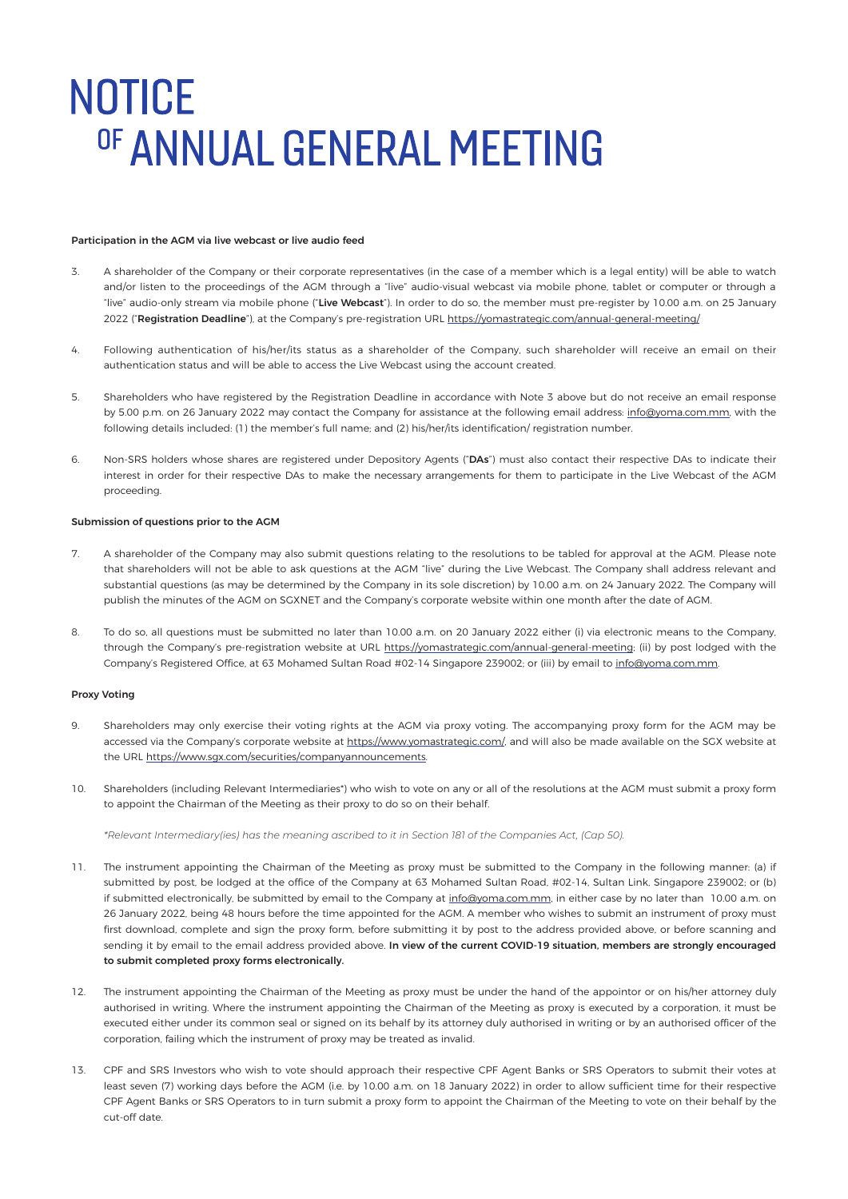# NOTICE OF ANNUAL GENERAL MEETING

**Participation in the AGM via live webcast or live audio feed**

3. A shareholder of the Company or their corporate representatives (in the case of a member which is a legal entity) will be able to watch and/or listen to the proceedings of the AGM through a "live" audio-visual webcast via mobile phone, tablet or computer or through a "live" audio-only stream via mobile phone ("**Live Webcast**"). In order to do so, the member must pre-register by 10.00 a.m. on 25 January 2022 ("**Registration Deadline**"), at the Company's pre-registration URL https://yomastrategic.com/annual-general-meeting/

4. Following authentication of his/her/its status as a shareholder of the Company, such shareholder will receive an email on their authentication status and will be able to access the Live Webcast using the account created.

5. Shareholders who have registered by the Registration Deadline in accordance with Note 3 above but do not receive an email response by 5.00 p.m. on 26 January 2022 may contact the Company for assistance at the following email address: info@yoma.com.mm, with the following details included: (1) the member's full name; and (2) his/her/its identification/ registration number.

6. Non-SRS holders whose shares are registered under Depository Agents ("**DAs**") must also contact their respective DAs to indicate their interest in order for their respective DAs to make the necessary arrangements for them to participate in the Live Webcast of the AGM proceeding.

**Submission of questions prior to the AGM**

7. A shareholder of the Company may also submit questions relating to the resolutions to be tabled for approval at the AGM. Please note that shareholders will not be able to ask questions at the AGM "live" during the Live Webcast. The Company shall address relevant and substantial questions (as may be determined by the Company in its sole discretion) by 10.00 a.m. on 24 January 2022. The Company will publish the minutes of the AGM on SGXNET and the Company's corporate website within one month after the date of AGM.

8. To do so, all questions must be submitted no later than 10.00 a.m. on 20 January 2022 either (i) via electronic means to the Company, through the Company's pre-registration website at URL https://yomastrategic.com/annual-general-meeting; (ii) by post lodged with the Company's Registered Office, at 63 Mohamed Sultan Road #02-14 Singapore 239002; or (iii) by email to info@yoma.com.mm.

**Proxy Voting**

9. Shareholders may only exercise their voting rights at the AGM via proxy voting. The accompanying proxy form for the AGM may be accessed via the Company's corporate website at https://www.yomastrategic.com/, and will also be made available on the SGX website at the URL https://www.sgx.com/securities/companyannouncements.

10. Shareholders (including Relevant Intermediaries*) who wish to vote on any or all of the resolutions at the AGM must submit a proxy form to appoint the Chairman of the Meeting as their proxy to do so on their behalf.

    *\*Relevant Intermediary(ies) has the meaning ascribed to it in Section 181 of the Companies Act, (Cap 50).*

11. The instrument appointing the Chairman of the Meeting as proxy must be submitted to the Company in the following manner: (a) if submitted by post, be lodged at the office of the Company at 63 Mohamed Sultan Road, #02-14, Sultan Link, Singapore 239002; or (b) if submitted electronically, be submitted by email to the Company at info@yoma.com.mm, in either case by no later than 10.00 a.m. on 26 January 2022, being 48 hours before the time appointed for the AGM. A member who wishes to submit an instrument of proxy must first download, complete and sign the proxy form, before submitting it by post to the address provided above, or before scanning and sending it by email to the email address provided above. **In view of the current COVID-19 situation, members are strongly encouraged to submit completed proxy forms electronically.**

12. The instrument appointing the Chairman of the Meeting as proxy must be under the hand of the appointor or on his/her attorney duly authorised in writing. Where the instrument appointing the Chairman of the Meeting as proxy is executed by a corporation, it must be executed either under its common seal or signed on its behalf by its attorney duly authorised in writing or by an authorised officer of the corporation, failing which the instrument of proxy may be treated as invalid.

13. CPF and SRS Investors who wish to vote should approach their respective CPF Agent Banks or SRS Operators to submit their votes at least seven (7) working days before the AGM (i.e. by 10.00 a.m. on 18 January 2022) in order to allow sufficient time for their respective CPF Agent Banks or SRS Operators to in turn submit a proxy form to appoint the Chairman of the Meeting to vote on their behalf by the cut-off date.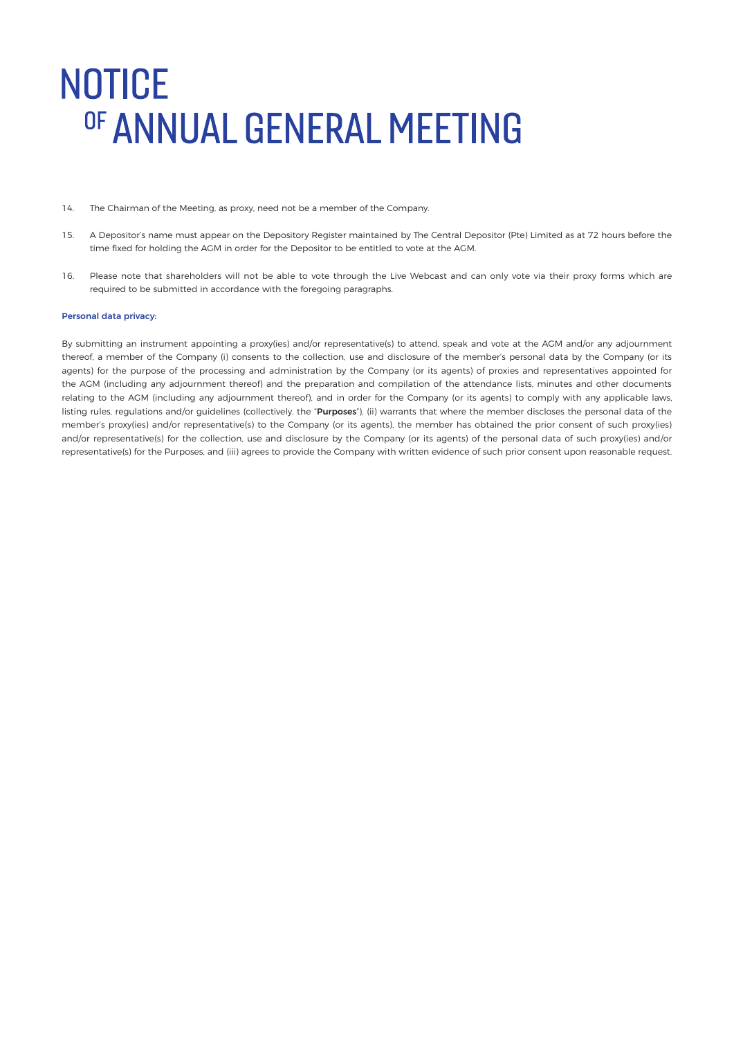# NOTICE OF ANNUAL GENERAL MEETING

14. The Chairman of the Meeting, as proxy, need not be a member of the Company.

15. A Depositor's name must appear on the Depository Register maintained by The Central Depositor (Pte) Limited as at 72 hours before the time fixed for holding the AGM in order for the Depositor to be entitled to vote at the AGM.

16. Please note that shareholders will not be able to vote through the Live Webcast and can only vote via their proxy forms which are required to be submitted in accordance with the foregoing paragraphs.

**Personal data privacy:**

By submitting an instrument appointing a proxy(ies) and/or representative(s) to attend, speak and vote at the AGM and/or any adjournment thereof, a member of the Company (i) consents to the collection, use and disclosure of the member's personal data by the Company (or its agents) for the purpose of the processing and administration by the Company (or its agents) of proxies and representatives appointed for the AGM (including any adjournment thereof) and the preparation and compilation of the attendance lists, minutes and other documents relating to the AGM (including any adjournment thereof), and in order for the Company (or its agents) to comply with any applicable laws, listing rules, regulations and/or guidelines (collectively, the "**Purposes**"), (ii) warrants that where the member discloses the personal data of the member's proxy(ies) and/or representative(s) to the Company (or its agents), the member has obtained the prior consent of such proxy(ies) and/or representative(s) for the collection, use and disclosure by the Company (or its agents) of the personal data of such proxy(ies) and/or representative(s) for the Purposes, and (iii) agrees to provide the Company with written evidence of such prior consent upon reasonable request.